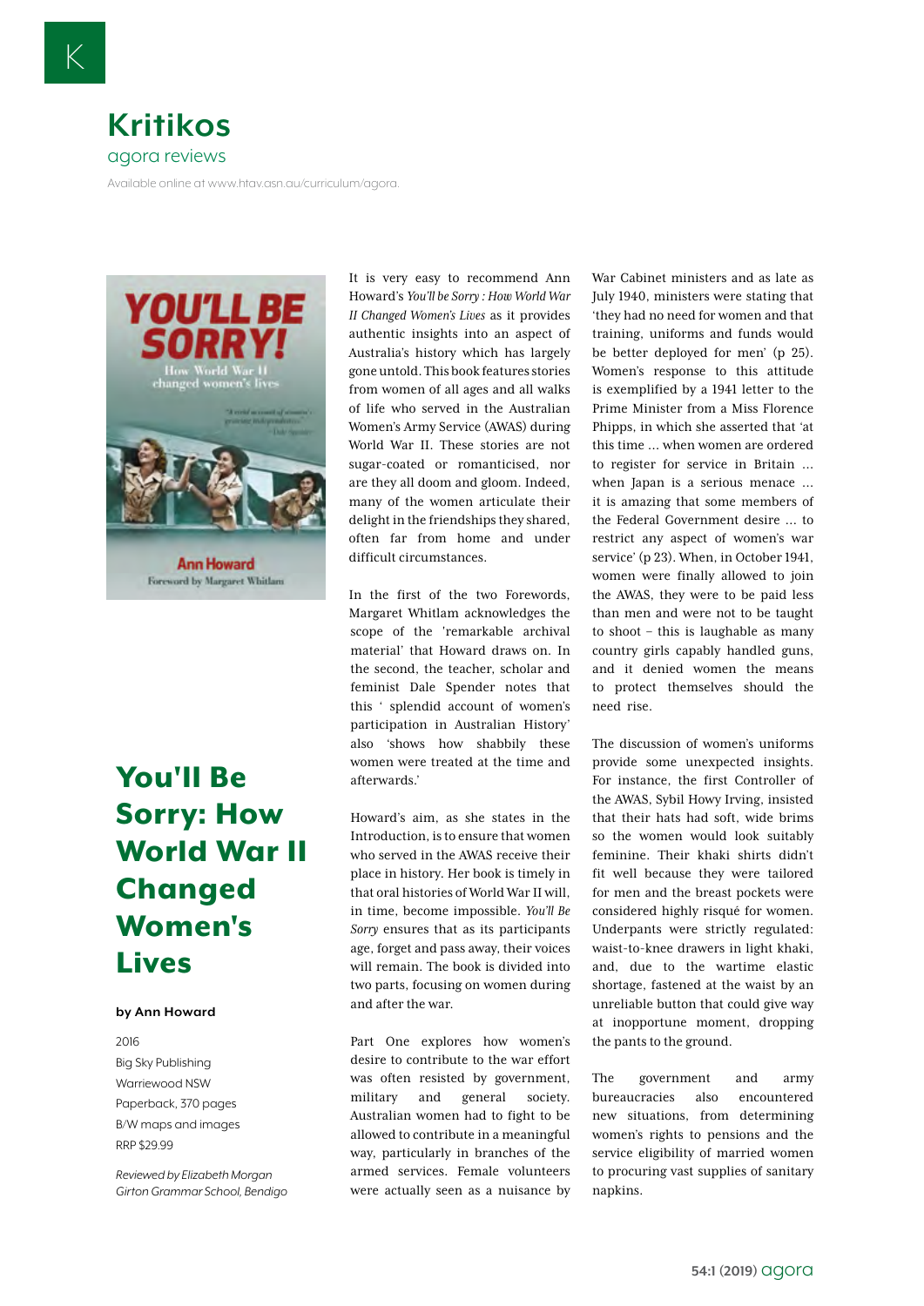# Kritikos

agora reviews

Available online at www.htav.asn.au/curriculum/agora.

## You'll Be Sorry: How World War II Changed Women's Lives

**by Ann Howard**

2016
Big Sky Publishing
Warriewood NSW
Paperback, 370 pages
B/W maps and images
RRP $29.99

*Reviewed by Elizabeth Morgan*
*Girton Grammar School, Bendigo*

It is very easy to recommend Ann Howard's *You'll be Sorry : How World War II Changed Women's Lives* as it provides authentic insights into an aspect of Australia's history which has largely gone untold. This book features stories from women of all ages and all walks of life who served in the Australian Women's Army Service (AWAS) during World War II. These stories are not sugar-coated or romanticised, nor are they all doom and gloom. Indeed, many of the women articulate their delight in the friendships they shared, often far from home and under difficult circumstances.

In the first of the two Forewords, Margaret Whitlam acknowledges the scope of the 'remarkable archival material' that Howard draws on. In the second, the teacher, scholar and feminist Dale Spender notes that this ' splendid account of women's participation in Australian History' also 'shows how shabbily these women were treated at the time and afterwards.'

Howard's aim, as she states in the Introduction, is to ensure that women who served in the AWAS receive their place in history. Her book is timely in that oral histories of World War II will, in time, become impossible. *You'll Be Sorry* ensures that as its participants age, forget and pass away, their voices will remain. The book is divided into two parts, focusing on women during and after the war.

Part One explores how women's desire to contribute to the war effort was often resisted by government, military and general society. Australian women had to fight to be allowed to contribute in a meaningful way, particularly in branches of the armed services. Female volunteers were actually seen as a nuisance by War Cabinet ministers and as late as July 1940, ministers were stating that 'they had no need for women and that training, uniforms and funds would be better deployed for men' (p 25). Women's response to this attitude is exemplified by a 1941 letter to the Prime Minister from a Miss Florence Phipps, in which she asserted that 'at this time … when women are ordered to register for service in Britain … when Japan is a serious menace … it is amazing that some members of the Federal Government desire … to restrict any aspect of women's war service' (p 23). When, in October 1941, women were finally allowed to join the AWAS, they were to be paid less than men and were not to be taught to shoot – this is laughable as many country girls capably handled guns, and it denied women the means to protect themselves should the need rise.

The discussion of women's uniforms provide some unexpected insights. For instance, the first Controller of the AWAS, Sybil Howy Irving, insisted that their hats had soft, wide brims so the women would look suitably feminine. Their khaki shirts didn't fit well because they were tailored for men and the breast pockets were considered highly risqué for women. Underpants were strictly regulated: waist-to-knee drawers in light khaki, and, due to the wartime elastic shortage, fastened at the waist by an unreliable button that could give way at inopportune moment, dropping the pants to the ground.

The government and army bureaucracies also encountered new situations, from determining women's rights to pensions and the service eligibility of married women to procuring vast supplies of sanitary napkins.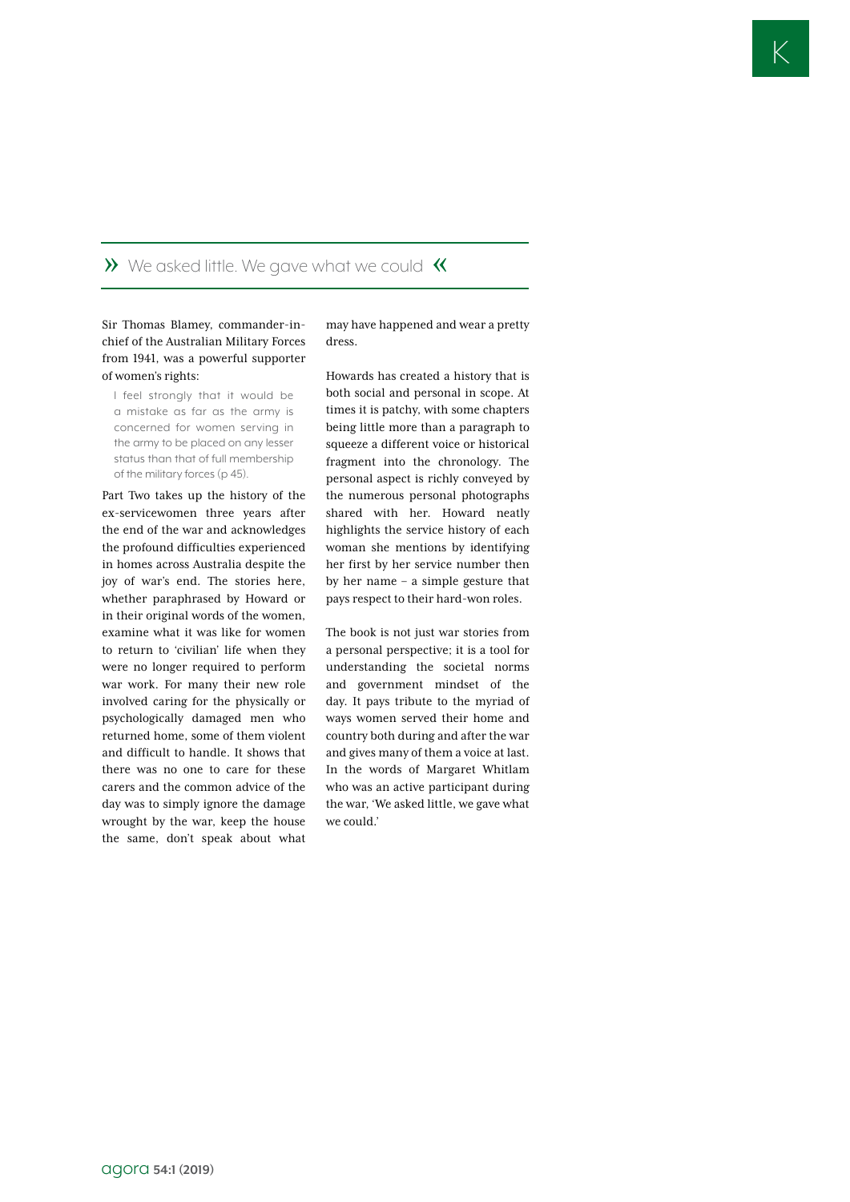## » We asked little. We gave what we could «

Sir Thomas Blamey, commander-in-chief of the Australian Military Forces from 1941, was a powerful supporter of women's rights:

> I feel strongly that it would be a mistake as far as the army is concerned for women serving in the army to be placed on any lesser status than that of full membership of the military forces (p 45).

Part Two takes up the history of the ex-servicewomen three years after the end of the war and acknowledges the profound difficulties experienced in homes across Australia despite the joy of war's end. The stories here, whether paraphrased by Howard or in their original words of the women, examine what it was like for women to return to 'civilian' life when they were no longer required to perform war work. For many their new role involved caring for the physically or psychologically damaged men who returned home, some of them violent and difficult to handle. It shows that there was no one to care for these carers and the common advice of the day was to simply ignore the damage wrought by the war, keep the house the same, don't speak about what may have happened and wear a pretty dress.

Howards has created a history that is both social and personal in scope. At times it is patchy, with some chapters being little more than a paragraph to squeeze a different voice or historical fragment into the chronology. The personal aspect is richly conveyed by the numerous personal photographs shared with her. Howard neatly highlights the service history of each woman she mentions by identifying her first by her service number then by her name – a simple gesture that pays respect to their hard-won roles.

The book is not just war stories from a personal perspective; it is a tool for understanding the societal norms and government mindset of the day. It pays tribute to the myriad of ways women served their home and country both during and after the war and gives many of them a voice at last. In the words of Margaret Whitlam who was an active participant during the war, 'We asked little, we gave what we could.'